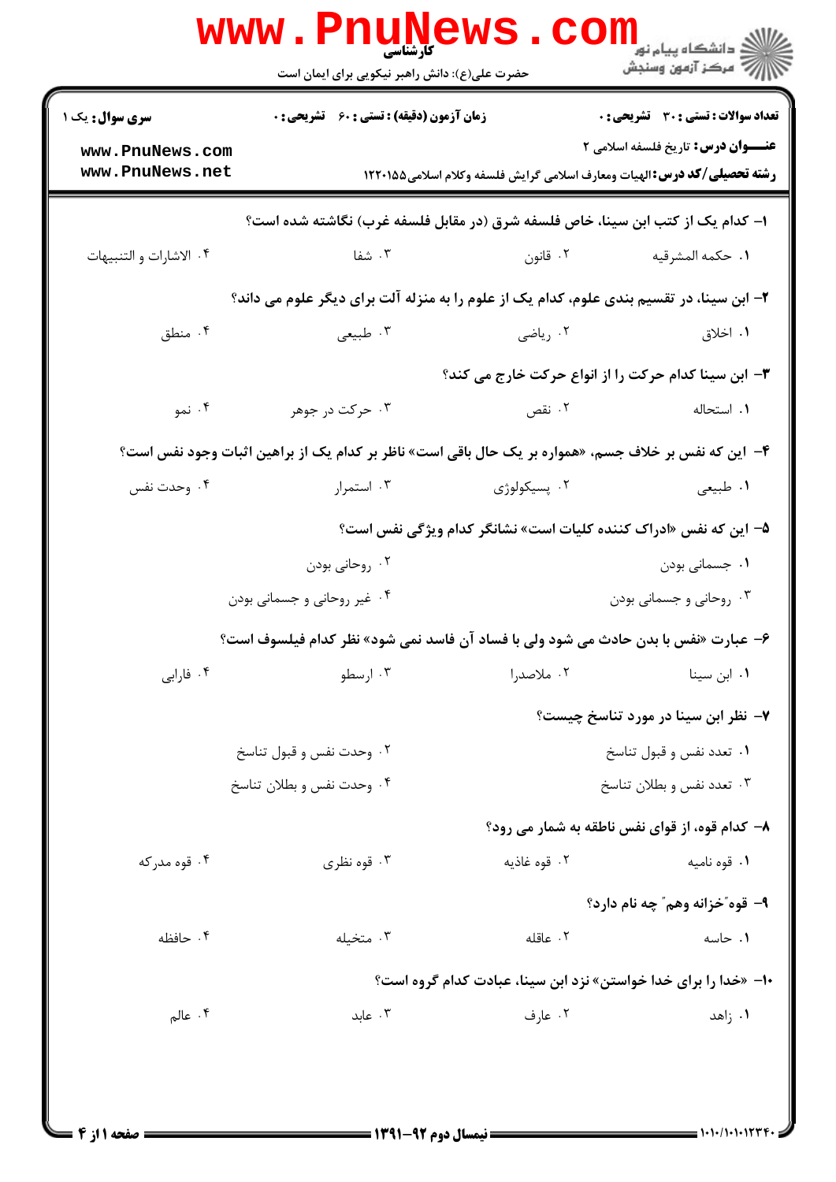کارشناسی

حضرت علی(ع): دانش راهبر نیکویی برای ایمان است

دانشگاه پیام نور
مرکز آزمون وسنجش

**سری سوال:** یک ۱ | **زمان آزمون (دقیقه) : تستی : ۶۰ تشریحی : ۰** | **تعداد سوالات : تستی : ۳۰ تشریحی : ۰**

**عنـــوان درس:** تاریخ فلسفه اسلامی ۲

**رشته تحصیلی/کد درس:** الهیات ومعارف اسلامی گرایش فلسفه وکلام اسلامی۱۲۲۰۱۵۵

---

۱- کدام یک از کتب ابن سینا، خاص فلسفه شرق (در مقابل فلسفه غرب) نگاشته شده است؟

۱. حکمه المشرقیه ۲. قانون ۳. شفا ۴. الاشارات و التنبیهات

۲- ابن سینا، در تقسیم بندی علوم، کدام یک از علوم را به منزله آلت برای دیگر علوم می داند؟

۱. اخلاق ۲. ریاضی ۳. طبیعی ۴. منطق

۳- ابن سینا کدام حرکت را از انواع حرکت خارج می کند؟

۱. استحاله ۲. نقص ۳. حرکت در جوهر ۴. نمو

۴- این که نفس بر خلاف جسم، «همواره بر یک حال باقی است» ناظر بر کدام یک از براهین اثبات وجود نفس است؟

۱. طبیعی ۲. پسیکولوژی ۳. استمرار ۴. وحدت نفس

۵- این که نفس «ادراک کننده کلیات است» نشانگر کدام ویژگی نفس است؟

۱. جسمانی بودن ۲. روحانی بودن

۳. روحانی و جسمانی بودن ۴. غیر روحانی و جسمانی بودن

۶- عبارت «نفس با بدن حادث می شود ولی با فساد آن فاسد نمی شود» نظر کدام فیلسوف است؟

۱. ابن سینا ۲. ملاصدرا ۳. ارسطو ۴. فارابی

۷- نظر ابن سینا در مورد تناسخ چیست؟

۱. تعدد نفس و قبول تناسخ ۲. وحدت نفس و قبول تناسخ

۳. تعدد نفس و بطلان تناسخ ۴. وحدت نفس و بطلان تناسخ

۸- کدام قوه، از قوای نفس ناطقه به شمار می رود؟

۱. قوه نامیه ۲. قوه غاذیه ۳. قوه نظری ۴. قوه مدرکه

۹- قوه"خزانه وهم" چه نام دارد؟

۱. حاسه ۲. عاقله ۳. متخیله ۴. حافظه

۱۰- «خدا را برای خدا خواستن» نزد ابن سینا، عبادت کدام گروه است؟

۱. زاهد ۲. عارف ۳. عابد ۴. عالم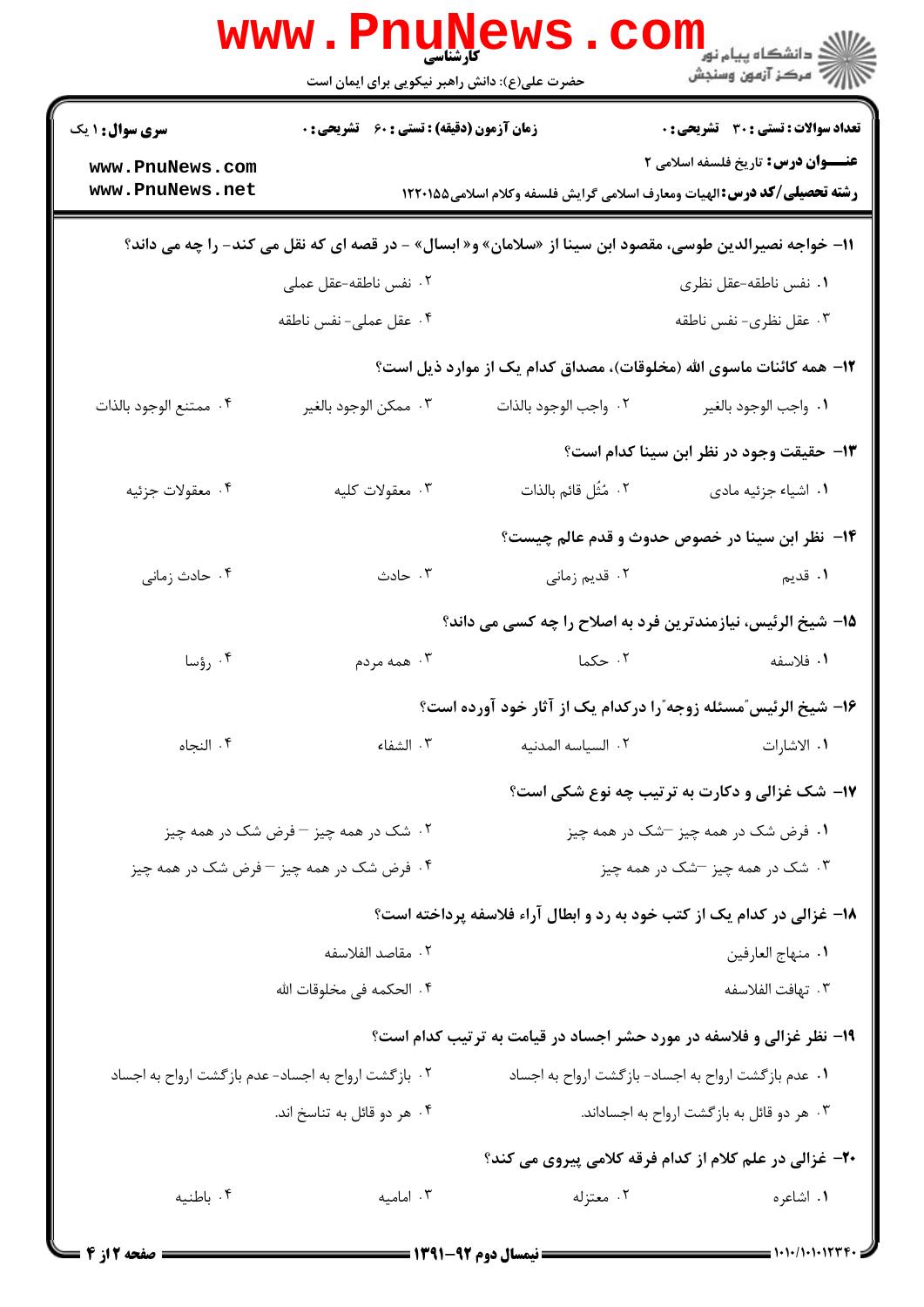**سری سوال:** ۱ یک | **زمان آزمون (دقیقه):** تستی: ۶۰ تشریحی: ۰ | **تعداد سوالات:** تستی: ۳۰ تشریحی: ۰

**عنـــوان درس:** تاریخ فلسفه اسلامی ۲

**رشته تحصیلی/کد درس:** الهیات ومعارف اسلامی گرایش فلسفه وکلام اسلامی ۱۲۲۰۱۵۵

**۱۱- خواجه نصیرالدین طوسی، مقصود ابن سینا از «سلامان» و «ابسال» - در قصه ای که نقل می کند- را چه می داند؟**

۱. نفس ناطقه-عقل نظری

۲. نفس ناطقه-عقل عملی

۳. عقل نظری- نفس ناطقه

۴. عقل عملی- نفس ناطقه

**۱۲- همه کائنات ماسوی الله (مخلوقات)، مصداق کدام یک از موارد ذیل است؟**

۱. واجب الوجود بالغیر

۲. واجب الوجود بالذات

۳. ممکن الوجود بالغیر

۴. ممتنع الوجود بالذات

**۱۳- حقیقت وجود در نظر ابن سینا کدام است؟**

۱. اشیاء جزئیه مادی

۲. مُثُل قائم بالذات

۳. معقولات کلیه

۴. معقولات جزئیه

**۱۴- نظر ابن سینا در خصوص حدوث و قدم عالم چیست؟**

۱. قدیم

۲. قدیم زمانی

۳. حادث

۴. حادث زمانی

**۱۵- شیخ الرئیس، نیازمندترین فرد به اصلاح را چه کسی می داند؟**

۱. فلاسفه

۲. حکما

۳. همه مردم

۴. رؤسا

**۱۶- شیخ الرئیس"مسئله زوجه"را درکدام یک از آثار خود آورده است؟**

۱. الاشارات

۲. السیاسه المدنیه

۳. الشفاء

۴. النجاه

**۱۷- شک غزالی و دکارت به ترتیب چه نوع شکی است؟**

۱. فرض شک در همه چیز –شک در همه چیز

۲. شک در همه چیز – فرض شک در همه چیز

۳. شک در همه چیز –شک در همه چیز

۴. فرض شک در همه چیز – فرض شک در همه چیز

**۱۸- غزالی در کدام یک از کتب خود به رد و ابطال آراء فلاسفه پرداخته است؟**

۱. منهاج العارفین

۲. مقاصد الفلاسفه

۳. تهافت الفلاسفه

۴. الحکمه فی مخلوقات الله

**۱۹- نظر غزالی و فلاسفه در مورد حشر اجساد در قیامت به ترتیب کدام است؟**

۱. عدم بازگشت ارواح به اجساد- بازگشت ارواح به اجساد

۲. بازگشت ارواح به اجساد- عدم بازگشت ارواح به اجساد

۳. هر دو قائل به بازگشت ارواح به اجساداند.

۴. هر دو قائل به تناسخ اند.

**۲۰- غزالی در علم کلام از کدام فرقه کلامی پیروی می کند؟**

۱. اشاعره

۲. معتزله

۳. امامیه

۴. باطنیه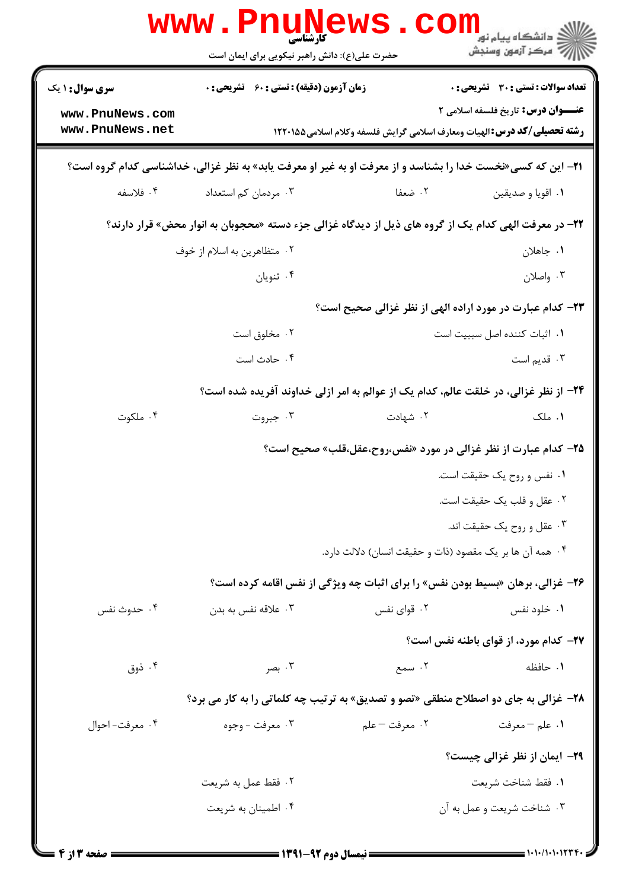۲۱- این که کسی«نخست خدا را بشناسد و از معرفت او به غیر او معرفت یابد» به نظر غزالی، خداشناسی کدام گروه است؟

۱. اقویا و صدیقین
۲. ضعفا
۳. مردمان کم استعداد
۴. فلاسفه

۲۲- در معرفت الهی کدام یک از گروه های ذیل از دیدگاه غزالی جزء دسته «محجوبان به انوار محض» قرار دارند؟

۱. جاهلان
۲. متظاهرین به اسلام از خوف
۳. واصلان
۴. ثنویان

۲۳- کدام عبارت در مورد اراده الهی از نظر غزالی صحیح است؟

۱. اثبات کننده اصل سببیت است
۲. مخلوق است
۳. قدیم است
۴. حادث است

۲۴- از نظر غزالی، در خلقت عالم، کدام یک از عوالم به امر ازلی خداوند آفریده شده است؟

۱. ملک
۲. شهادت
۳. جبروت
۴. ملکوت

۲۵- کدام عبارت از نظر غزالی در مورد «نفس،روح،عقل،قلب» صحیح است؟

۱. نفس و روح یک حقیقت است.
۲. عقل و قلب یک حقیقت است.
۳. عقل و روح یک حقیقت اند.
۴. همه آن ها بر یک مقصود (ذات و حقیقت انسان) دلالت دارد.

۲۶- غزالی، برهان «بسیط بودن نفس» را برای اثبات چه ویژگی از نفس اقامه کرده است؟

۱. خلود نفس
۲. قوای نفس
۳. علاقه نفس به بدن
۴. حدوث نفس

۲۷- کدام مورد، از قوای باطنه نفس است؟

۱. حافظه
۲. سمع
۳. بصر
۴. ذوق

۲۸- غزالی به جای دو اصطلاح منطقی «تصو و تصدیق» به ترتیب چه کلماتی را به کار می برد؟

۱. علم – معرفت
۲. معرفت – علم
۳. معرفت - وجوه
۴. معرفت- احوال

۲۹- ایمان از نظر غزالی چیست؟

۱. فقط شناخت شریعت
۲. فقط عمل به شریعت
۳. شناخت شریعت و عمل به آن
۴. اطمینان به شریعت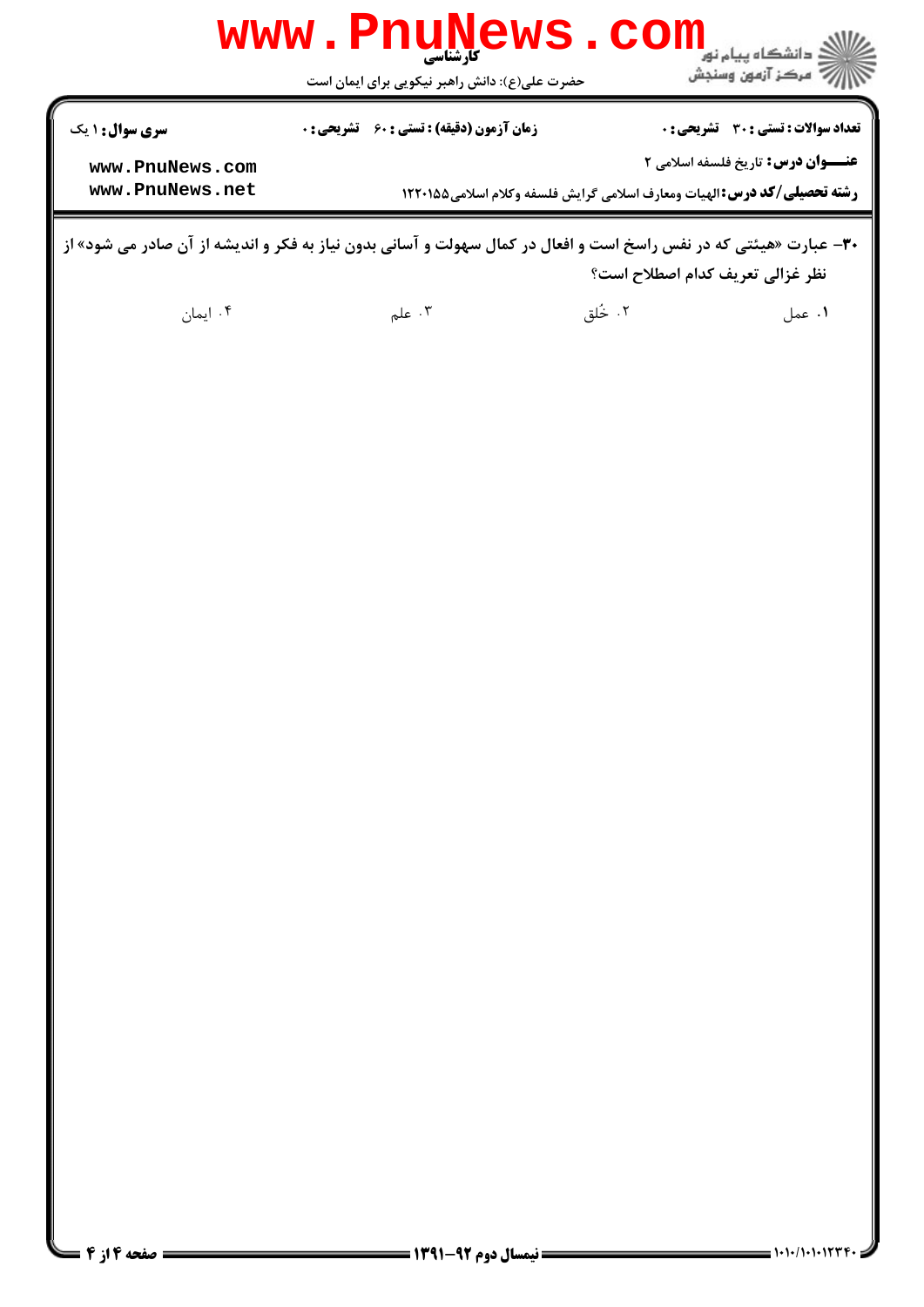**۳۰-** عبارت «هیئتی که در نفس راسخ است و افعال در کمال سهولت و آسانی بدون نیاز به فکر و اندیشه از آن صادر می شود» از نظر غزالی تعریف کدام اصطلاح است؟

۱. عمل

۲. خُلق

۳. علم

۴. ایمان